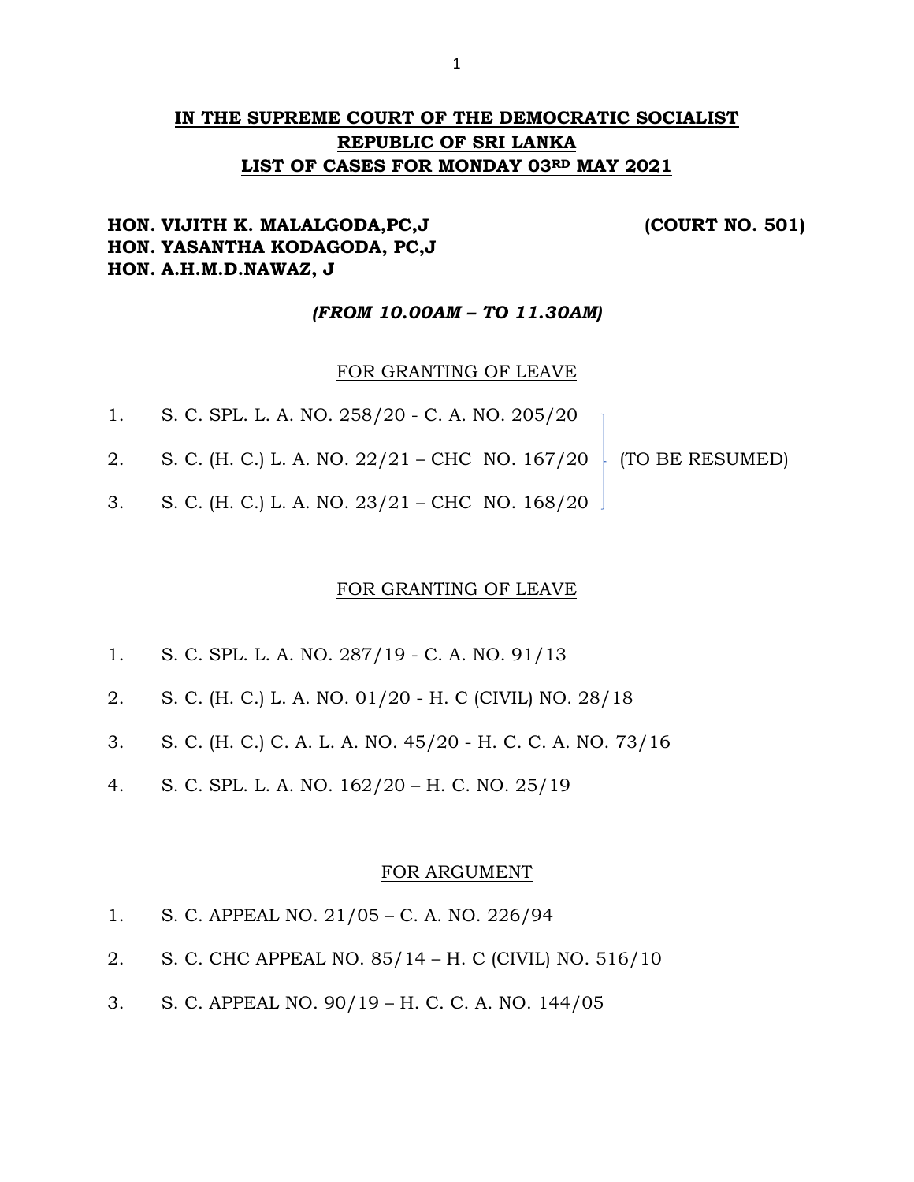# IN THE SUPREME COURT OF THE DEMOCRATIC SOCIALIST REPUBLIC OF SRI LANKA
# LIST OF CASES FOR MONDAY 03RD MAY 2021

**HON. VIJITH K. MALALGODA,PC,J** **(COURT NO. 501)**
**HON. YASANTHA KODAGODA, PC,J**
**HON. A.H.M.D.NAWAZ, J**

***(FROM 10.00AM – TO 11.30AM)***

FOR GRANTING OF LEAVE

1. S. C. SPL. L. A. NO. 258/20 - C. A. NO. 205/20
2. S. C. (H. C.) L. A. NO. 22/21 – CHC NO. 167/20 (TO BE RESUMED)
3. S. C. (H. C.) L. A. NO. 23/21 – CHC NO. 168/20

FOR GRANTING OF LEAVE

1. S. C. SPL. L. A. NO. 287/19 - C. A. NO. 91/13
2. S. C. (H. C.) L. A. NO. 01/20 - H. C (CIVIL) NO. 28/18
3. S. C. (H. C.) C. A. L. A. NO. 45/20 - H. C. C. A. NO. 73/16
4. S. C. SPL. L. A. NO. 162/20 – H. C. NO. 25/19

FOR ARGUMENT

1. S. C. APPEAL NO. 21/05 – C. A. NO. 226/94
2. S. C. CHC APPEAL NO. 85/14 – H. C (CIVIL) NO. 516/10
3. S. C. APPEAL NO. 90/19 – H. C. C. A. NO. 144/05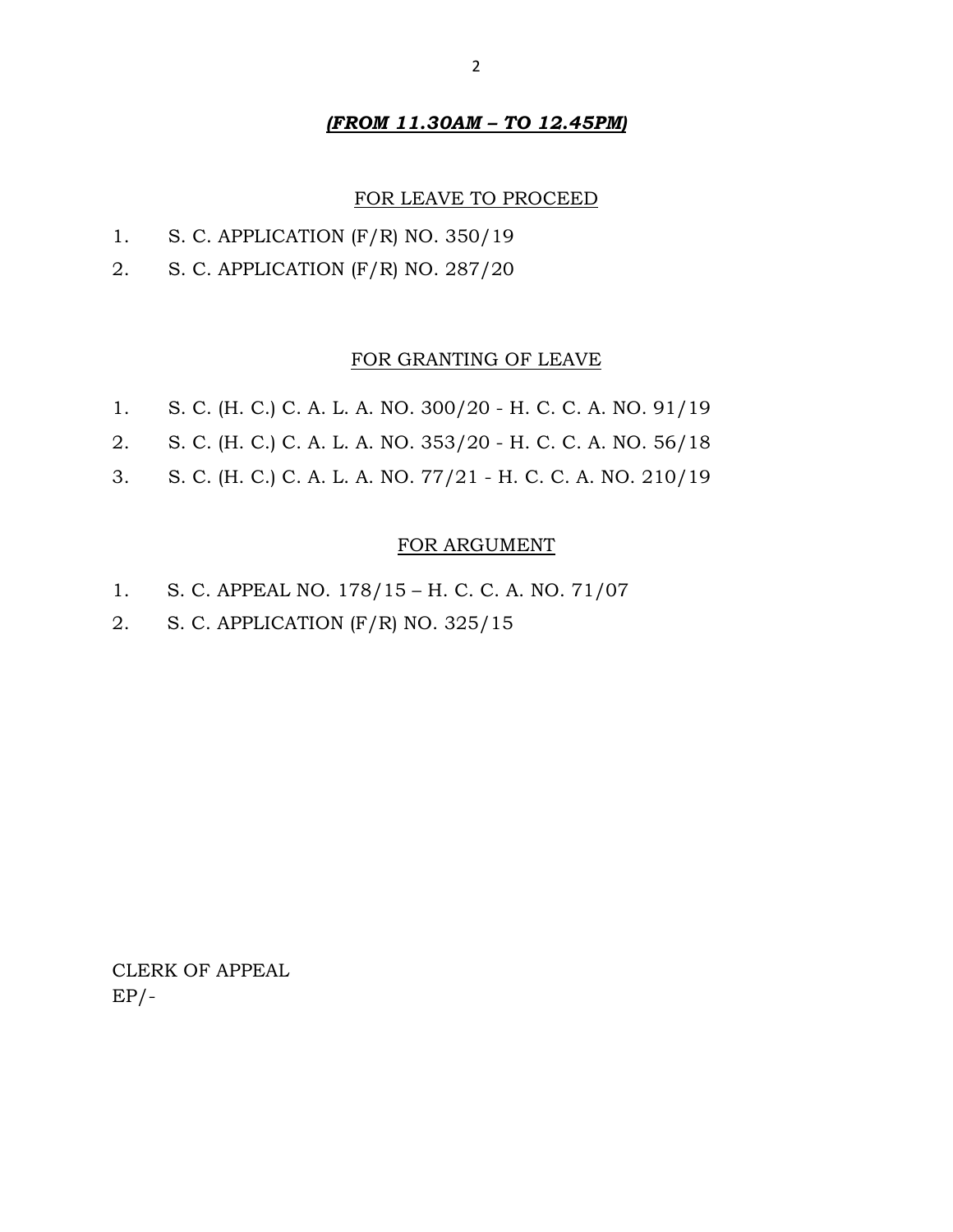***(FROM 11.30AM – TO 12.45PM)***

FOR LEAVE TO PROCEED

1. S. C. APPLICATION (F/R) NO. 350/19
2. S. C. APPLICATION (F/R) NO. 287/20

FOR GRANTING OF LEAVE

1. S. C. (H. C.) C. A. L. A. NO. 300/20 - H. C. C. A. NO. 91/19
2. S. C. (H. C.) C. A. L. A. NO. 353/20 - H. C. C. A. NO. 56/18
3. S. C. (H. C.) C. A. L. A. NO. 77/21 - H. C. C. A. NO. 210/19

FOR ARGUMENT

1. S. C. APPEAL NO. 178/15 – H. C. C. A. NO. 71/07
2. S. C. APPLICATION (F/R) NO. 325/15

CLERK OF APPEAL
EP/-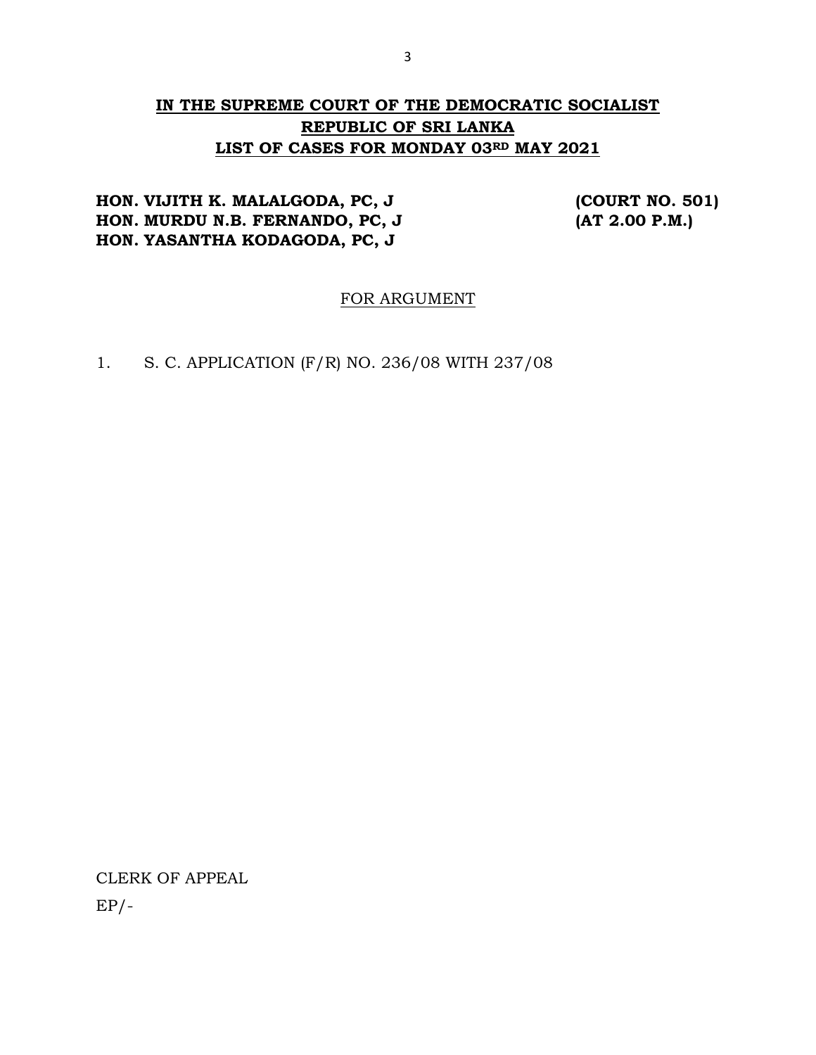**IN THE SUPREME COURT OF THE DEMOCRATIC SOCIALIST REPUBLIC OF SRI LANKA**
**LIST OF CASES FOR MONDAY 03RD MAY 2021**

**HON. VIJITH K. MALALGODA, PC, J** **(COURT NO. 501)**
**HON. MURDU N.B. FERNANDO, PC, J** **(AT 2.00 P.M.)**
**HON. YASANTHA KODAGODA, PC, J**

FOR ARGUMENT

1. S. C. APPLICATION (F/R) NO. 236/08 WITH 237/08

CLERK OF APPEAL
EP/-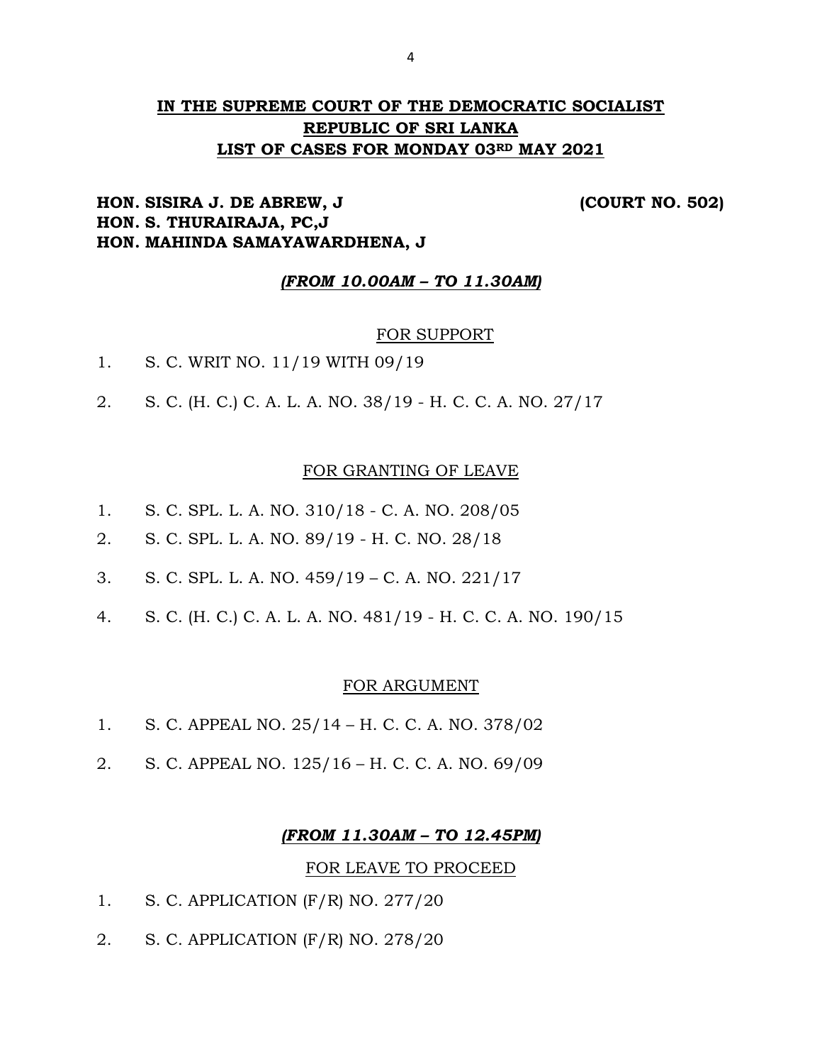**IN THE SUPREME COURT OF THE DEMOCRATIC SOCIALIST REPUBLIC OF SRI LANKA**
**LIST OF CASES FOR MONDAY 03RD MAY 2021**

**HON. SISIRA J. DE ABREW, J** **(COURT NO. 502)**
**HON. S. THURAIRAJA, PC,J**
**HON. MAHINDA SAMAYAWARDHENA, J**

***(FROM 10.00AM – TO 11.30AM)***

FOR SUPPORT

1. S. C. WRIT NO. 11/19 WITH 09/19
2. S. C. (H. C.) C. A. L. A. NO. 38/19 - H. C. C. A. NO. 27/17

FOR GRANTING OF LEAVE

1. S. C. SPL. L. A. NO. 310/18 - C. A. NO. 208/05
2. S. C. SPL. L. A. NO. 89/19 - H. C. NO. 28/18
3. S. C. SPL. L. A. NO. 459/19 – C. A. NO. 221/17
4. S. C. (H. C.) C. A. L. A. NO. 481/19 - H. C. C. A. NO. 190/15

FOR ARGUMENT

1. S. C. APPEAL NO. 25/14 – H. C. C. A. NO. 378/02
2. S. C. APPEAL NO. 125/16 – H. C. C. A. NO. 69/09

***(FROM 11.30AM – TO 12.45PM)***

FOR LEAVE TO PROCEED

1. S. C. APPLICATION (F/R) NO. 277/20
2. S. C. APPLICATION (F/R) NO. 278/20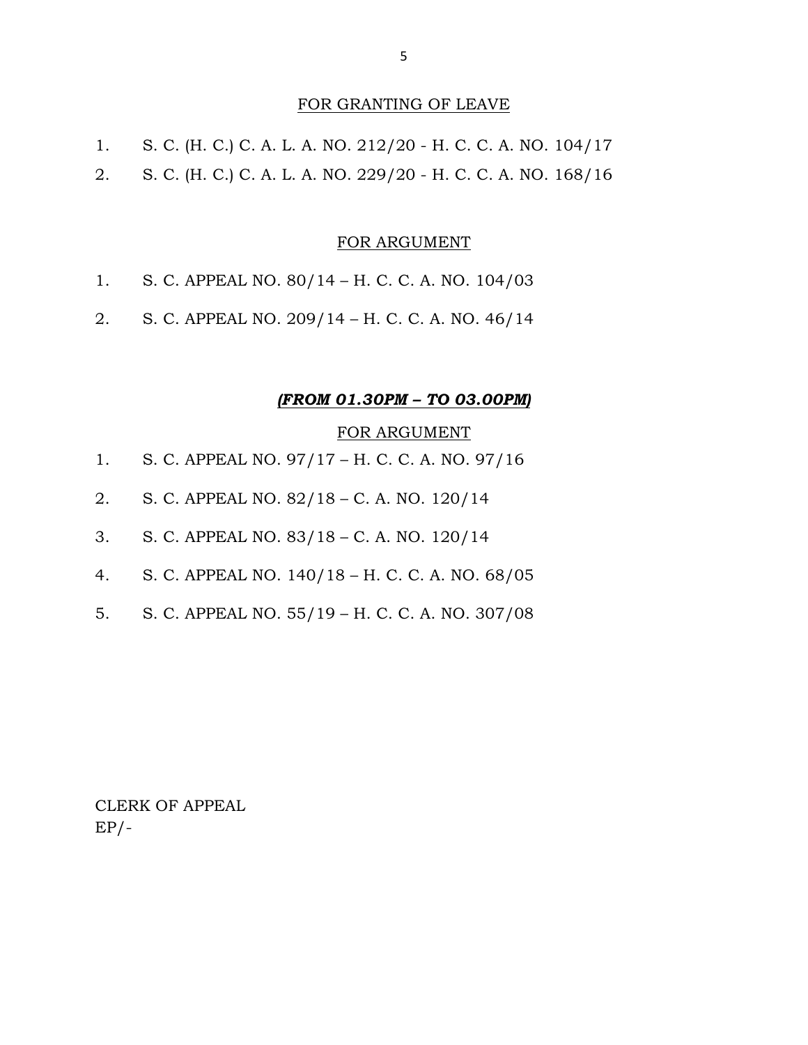<u>FOR GRANTING OF LEAVE</u>

1. S. C. (H. C.) C. A. L. A. NO. 212/20 - H. C. C. A. NO. 104/17
2. S. C. (H. C.) C. A. L. A. NO. 229/20 - H. C. C. A. NO. 168/16

<u>FOR ARGUMENT</u>

1. S. C. APPEAL NO. 80/14 – H. C. C. A. NO. 104/03
2. S. C. APPEAL NO. 209/14 – H. C. C. A. NO. 46/14

***<u>(FROM 01.30PM – TO 03.00PM)</u>***

<u>FOR ARGUMENT</u>

1. S. C. APPEAL NO. 97/17 – H. C. C. A. NO. 97/16
2. S. C. APPEAL NO. 82/18 – C. A. NO. 120/14
3. S. C. APPEAL NO. 83/18 – C. A. NO. 120/14
4. S. C. APPEAL NO. 140/18 – H. C. C. A. NO. 68/05
5. S. C. APPEAL NO. 55/19 – H. C. C. A. NO. 307/08

CLERK OF APPEAL
EP/-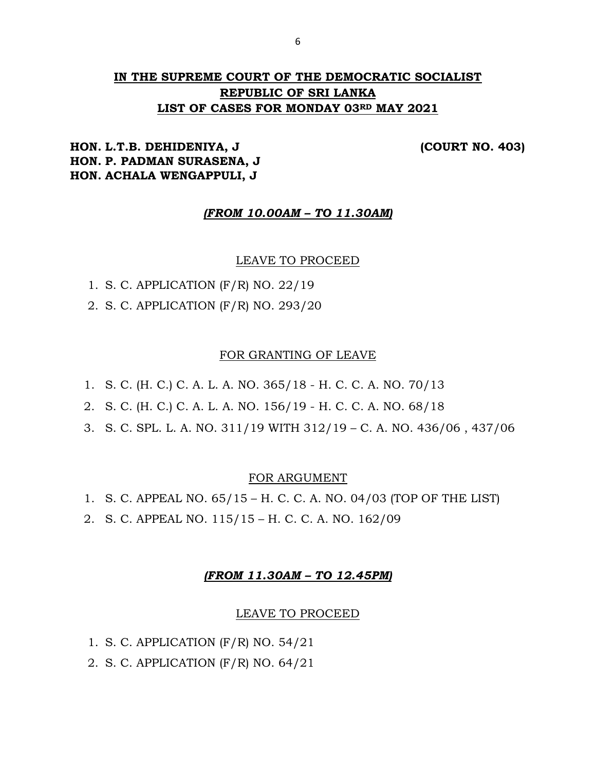**IN THE SUPREME COURT OF THE DEMOCRATIC SOCIALIST REPUBLIC OF SRI LANKA**
**LIST OF CASES FOR MONDAY 03RD MAY 2021**

**HON. L.T.B. DEHIDENIYA, J** **(COURT NO. 403)**
**HON. P. PADMAN SURASENA, J**
**HON. ACHALA WENGAPPULI, J**

***(FROM 10.00AM – TO 11.30AM)***

LEAVE TO PROCEED

1. S. C. APPLICATION (F/R) NO. 22/19
2. S. C. APPLICATION (F/R) NO. 293/20

FOR GRANTING OF LEAVE

1. S. C. (H. C.) C. A. L. A. NO. 365/18 - H. C. C. A. NO. 70/13
2. S. C. (H. C.) C. A. L. A. NO. 156/19 - H. C. C. A. NO. 68/18
3. S. C. SPL. L. A. NO. 311/19 WITH 312/19 – C. A. NO. 436/06 , 437/06

FOR ARGUMENT

1. S. C. APPEAL NO. 65/15 – H. C. C. A. NO. 04/03 (TOP OF THE LIST)
2. S. C. APPEAL NO. 115/15 – H. C. C. A. NO. 162/09

***(FROM 11.30AM – TO 12.45PM)***

LEAVE TO PROCEED

1. S. C. APPLICATION (F/R) NO. 54/21
2. S. C. APPLICATION (F/R) NO. 64/21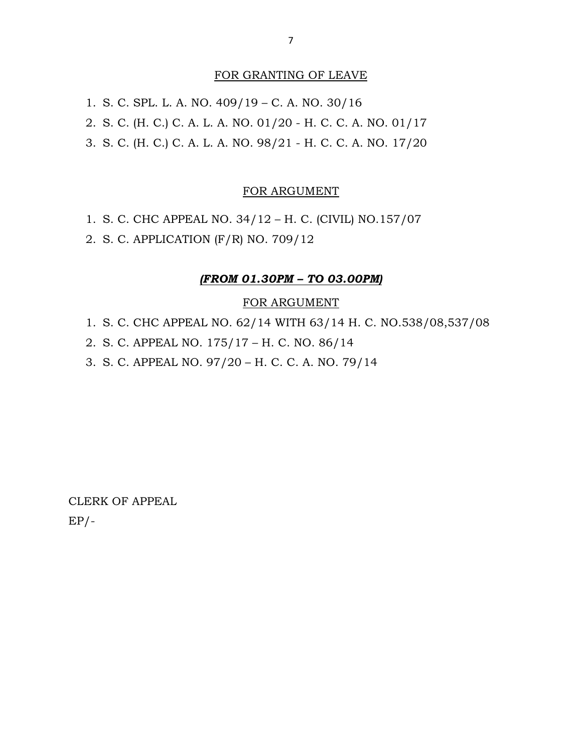FOR GRANTING OF LEAVE

1. S. C. SPL. L. A. NO. 409/19 – C. A. NO. 30/16
2. S. C. (H. C.) C. A. L. A. NO. 01/20 - H. C. C. A. NO. 01/17
3. S. C. (H. C.) C. A. L. A. NO. 98/21 - H. C. C. A. NO. 17/20

FOR ARGUMENT

1. S. C. CHC APPEAL NO. 34/12 – H. C. (CIVIL) NO.157/07
2. S. C. APPLICATION (F/R) NO. 709/12

***(FROM 01.30PM – TO 03.00PM)***

FOR ARGUMENT

1. S. C. CHC APPEAL NO. 62/14 WITH 63/14 H. C. NO.538/08,537/08
2. S. C. APPEAL NO. 175/17 – H. C. NO. 86/14
3. S. C. APPEAL NO. 97/20 – H. C. C. A. NO. 79/14

CLERK OF APPEAL

EP/-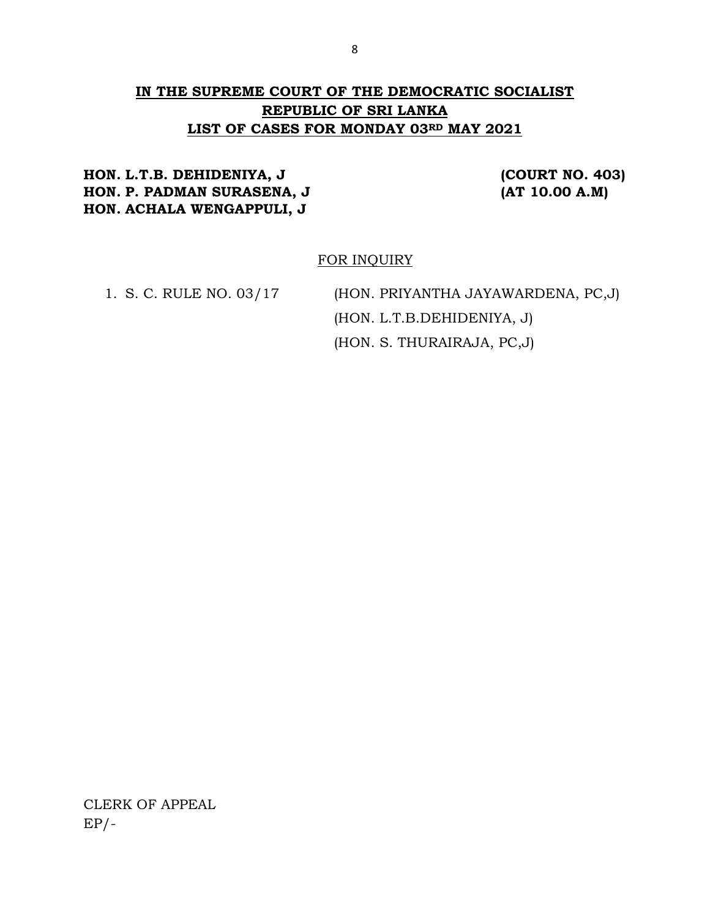**IN THE SUPREME COURT OF THE DEMOCRATIC SOCIALIST REPUBLIC OF SRI LANKA**
**LIST OF CASES FOR MONDAY 03RD MAY 2021**

**HON. L.T.B. DEHIDENIYA, J** **(COURT NO. 403)**
**HON. P. PADMAN SURASENA, J** **(AT 10.00 A.M)**
**HON. ACHALA WENGAPPULI, J**

FOR INQUIRY

1. S. C. RULE NO. 03/17 (HON. PRIYANTHA JAYAWARDENA, PC,J)
   (HON. L.T.B.DEHIDENIYA, J)
   (HON. S. THURAIRAJA, PC,J)

CLERK OF APPEAL
EP/-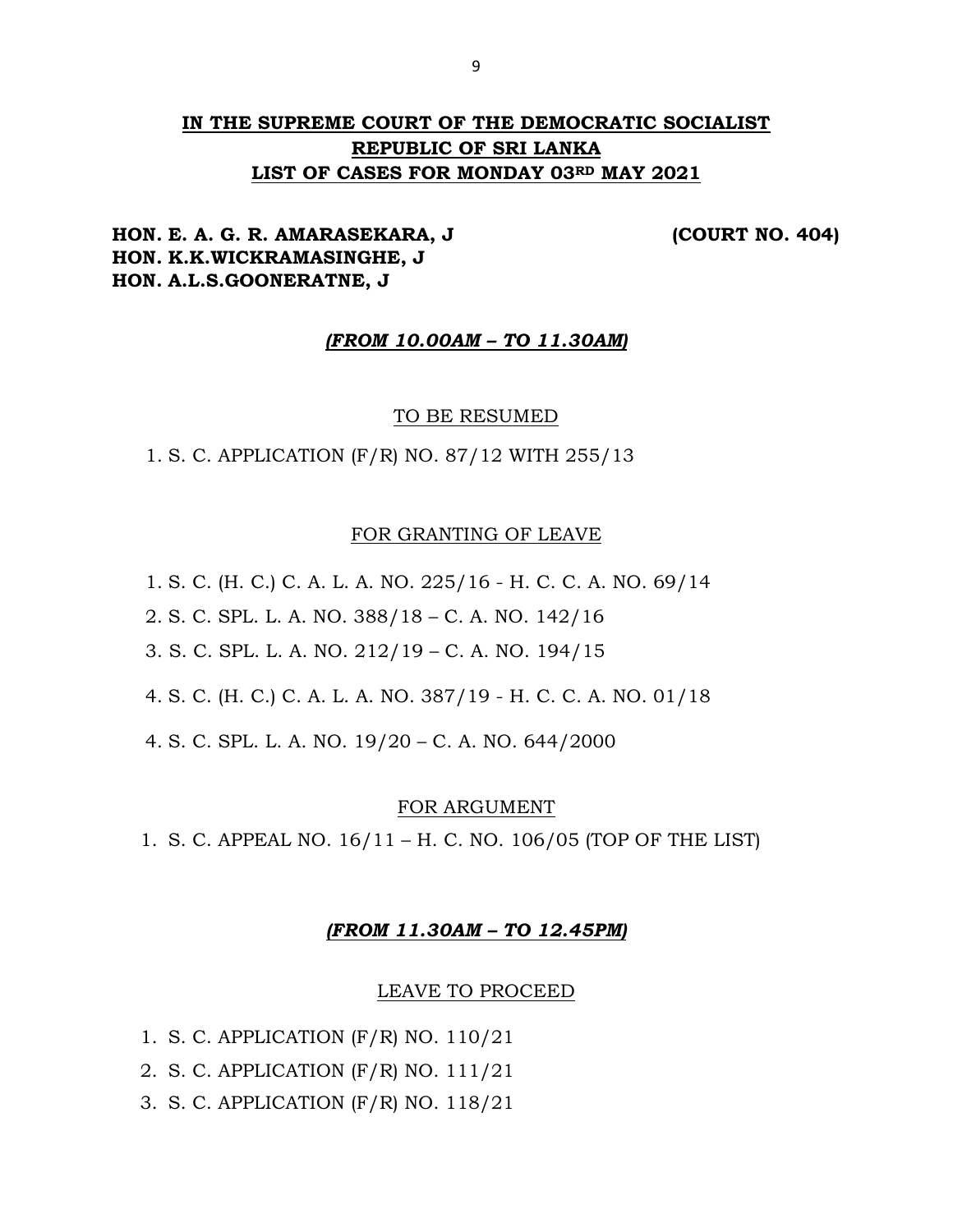# IN THE SUPREME COURT OF THE DEMOCRATIC SOCIALIST REPUBLIC OF SRI LANKA

## LIST OF CASES FOR MONDAY 03RD MAY 2021

**HON. E. A. G. R. AMARASEKARA, J** **(COURT NO. 404)**
**HON. K.K.WICKRAMASINGHE, J**
**HON. A.L.S.GOONERATNE, J**

***(FROM 10.00AM – TO 11.30AM)***

TO BE RESUMED

1. S. C. APPLICATION (F/R) NO. 87/12 WITH 255/13

FOR GRANTING OF LEAVE

1. S. C. (H. C.) C. A. L. A. NO. 225/16 - H. C. C. A. NO. 69/14
2. S. C. SPL. L. A. NO. 388/18 – C. A. NO. 142/16
3. S. C. SPL. L. A. NO. 212/19 – C. A. NO. 194/15
4. S. C. (H. C.) C. A. L. A. NO. 387/19 - H. C. C. A. NO. 01/18
4. S. C. SPL. L. A. NO. 19/20 – C. A. NO. 644/2000

FOR ARGUMENT

1. S. C. APPEAL NO. 16/11 – H. C. NO. 106/05 (TOP OF THE LIST)

***(FROM 11.30AM – TO 12.45PM)***

LEAVE TO PROCEED

1. S. C. APPLICATION (F/R) NO. 110/21
2. S. C. APPLICATION (F/R) NO. 111/21
3. S. C. APPLICATION (F/R) NO. 118/21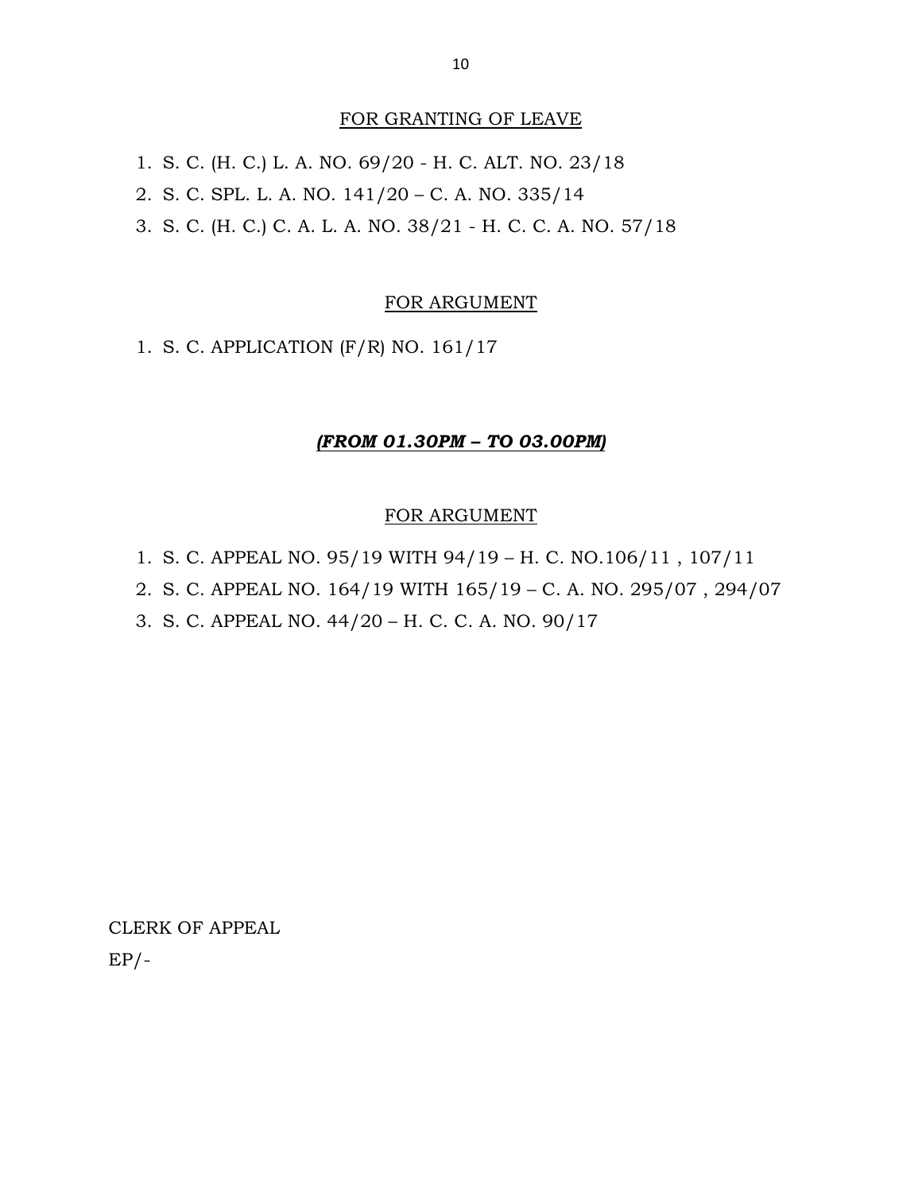## FOR GRANTING OF LEAVE

1. S. C. (H. C.) L. A. NO. 69/20 - H. C. ALT. NO. 23/18
2. S. C. SPL. L. A. NO. 141/20 – C. A. NO. 335/14
3. S. C. (H. C.) C. A. L. A. NO. 38/21 - H. C. C. A. NO. 57/18

## FOR ARGUMENT

1. S. C. APPLICATION (F/R) NO. 161/17

## ***(FROM 01.30PM – TO 03.00PM)***

## FOR ARGUMENT

1. S. C. APPEAL NO. 95/19 WITH 94/19 – H. C. NO.106/11 , 107/11
2. S. C. APPEAL NO. 164/19 WITH 165/19 – C. A. NO. 295/07 , 294/07
3. S. C. APPEAL NO. 44/20 – H. C. C. A. NO. 90/17

CLERK OF APPEAL

EP/-